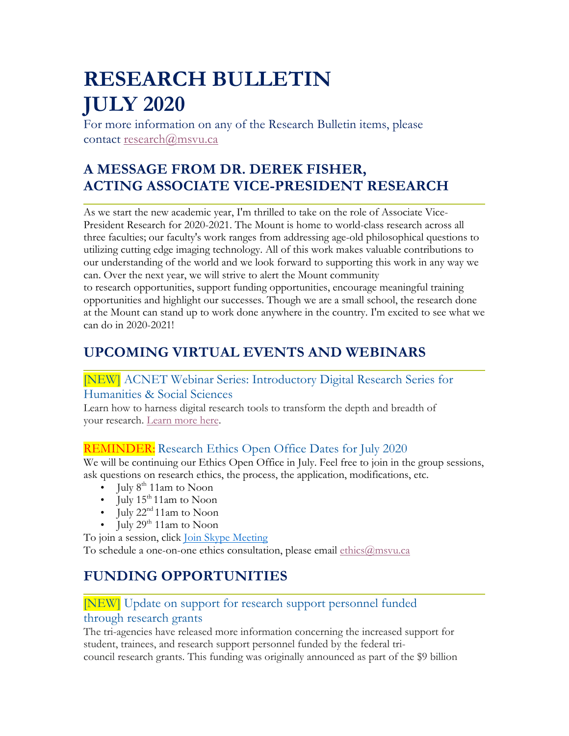# RESEARCH BULLETIN
# JULY 2020

For more information on any of the Research Bulletin items, please contact research@msvu.ca

## A MESSAGE FROM DR. DEREK FISHER, ACTING ASSOCIATE VICE-PRESIDENT RESEARCH

As we start the new academic year, I'm thrilled to take on the role of Associate Vice-President Research for 2020-2021. The Mount is home to world-class research across all three faculties; our faculty's work ranges from addressing age-old philosophical questions to utilizing cutting edge imaging technology. All of this work makes valuable contributions to our understanding of the world and we look forward to supporting this work in any way we can. Over the next year, we will strive to alert the Mount community to research opportunities, support funding opportunities, encourage meaningful training opportunities and highlight our successes. Though we are a small school, the research done at the Mount can stand up to work done anywhere in the country. I'm excited to see what we can do in 2020-2021!

## UPCOMING VIRTUAL EVENTS AND WEBINARS

### [NEW] ACNET Webinar Series: Introductory Digital Research Series for Humanities & Social Sciences

Learn how to harness digital research tools to transform the depth and breadth of your research. Learn more here.

### REMINDER: Research Ethics Open Office Dates for July 2020

We will be continuing our Ethics Open Office in July. Feel free to join in the group sessions, ask questions on research ethics, the process, the application, modifications, etc.

- July 8th 11am to Noon
- July 15th 11am to Noon
- July 22nd 11am to Noon
- July 29th 11am to Noon

To join a session, click Join Skype Meeting
To schedule a one-on-one ethics consultation, please email ethics@msvu.ca

## FUNDING OPPORTUNITIES

### [NEW] Update on support for research support personnel funded through research grants

The tri-agencies have released more information concerning the increased support for student, trainees, and research support personnel funded by the federal tri-council research grants. This funding was originally announced as part of the $9 billion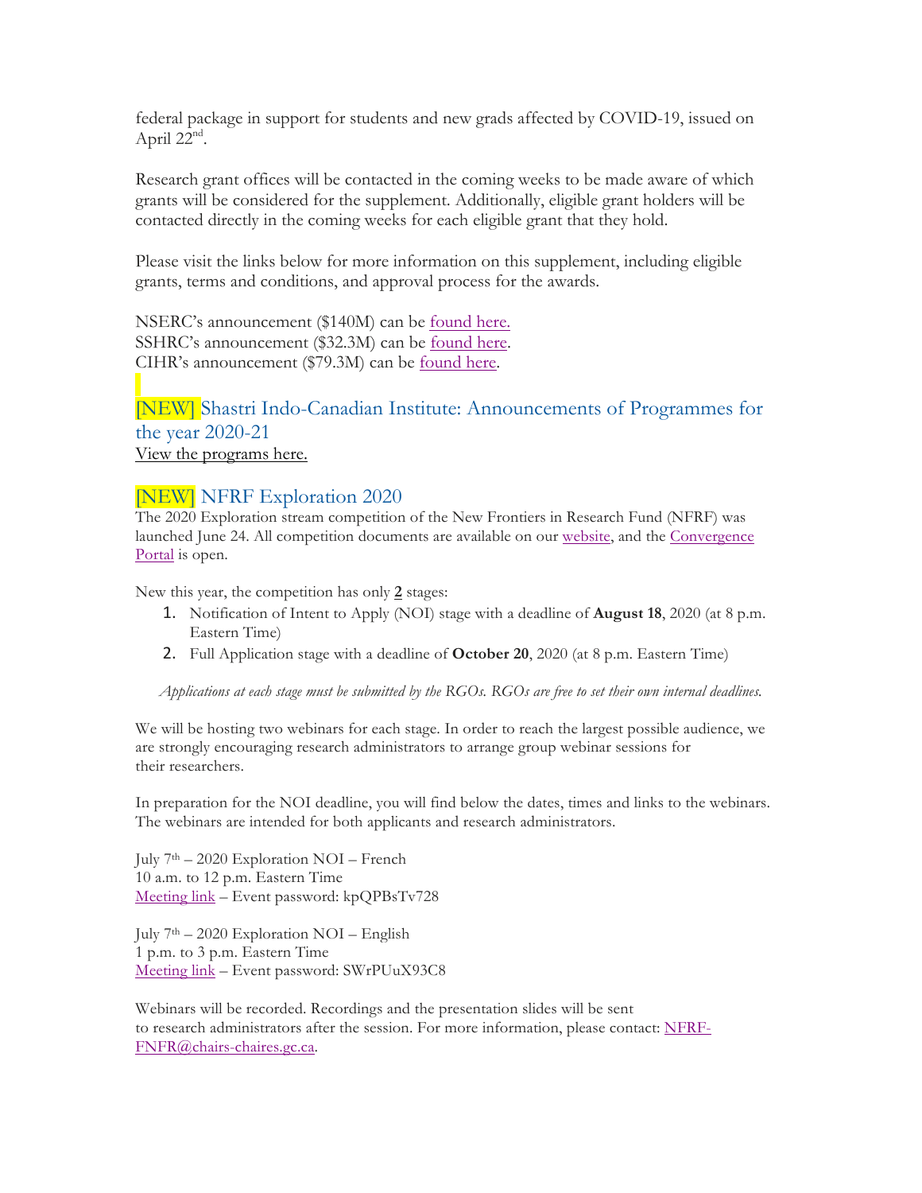federal package in support for students and new grads affected by COVID-19, issued on April 22nd.

Research grant offices will be contacted in the coming weeks to be made aware of which grants will be considered for the supplement. Additionally, eligible grant holders will be contacted directly in the coming weeks for each eligible grant that they hold.

Please visit the links below for more information on this supplement, including eligible grants, terms and conditions, and approval process for the awards.

NSERC's announcement ($140M) can be found here.
SSHRC's announcement ($32.3M) can be found here.
CIHR's announcement ($79.3M) can be found here.

## [NEW] Shastri Indo-Canadian Institute: Announcements of Programmes for the year 2020-21

View the programs here.

## [NEW] NFRF Exploration 2020

The 2020 Exploration stream competition of the New Frontiers in Research Fund (NFRF) was launched June 24. All competition documents are available on our website, and the Convergence Portal is open.

New this year, the competition has only **2** stages:

1. Notification of Intent to Apply (NOI) stage with a deadline of **August 18**, 2020 (at 8 p.m. Eastern Time)
2. Full Application stage with a deadline of **October 20**, 2020 (at 8 p.m. Eastern Time)

*Applications at each stage must be submitted by the RGOs. RGOs are free to set their own internal deadlines.*

We will be hosting two webinars for each stage. In order to reach the largest possible audience, we are strongly encouraging research administrators to arrange group webinar sessions for their researchers.

In preparation for the NOI deadline, you will find below the dates, times and links to the webinars. The webinars are intended for both applicants and research administrators.

July 7th – 2020 Exploration NOI – French
10 a.m. to 12 p.m. Eastern Time
Meeting link – Event password: kpQPBsTv728

July 7th – 2020 Exploration NOI – English
1 p.m. to 3 p.m. Eastern Time
Meeting link – Event password: SWrPUuX93C8

Webinars will be recorded. Recordings and the presentation slides will be sent to research administrators after the session. For more information, please contact: NFRF-FNFR@chairs-chaires.gc.ca.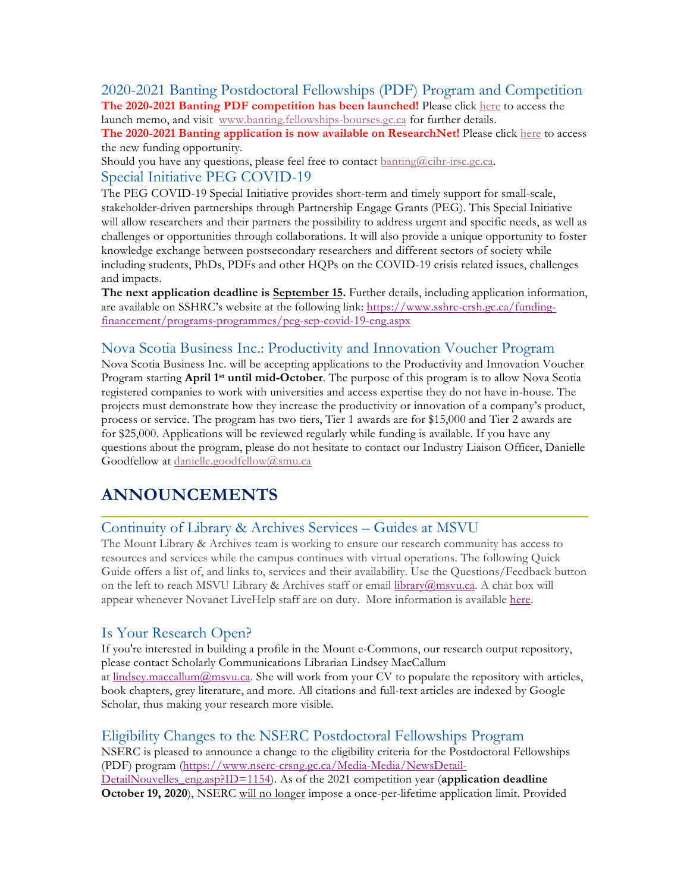### 2020-2021 Banting Postdoctoral Fellowships (PDF) Program and Competition

**The 2020-2021 Banting PDF competition has been launched!** Please click here to access the launch memo, and visit www.banting.fellowships-bourses.gc.ca for further details.

**The 2020-2021 Banting application is now available on ResearchNet!** Please click here to access the new funding opportunity.

Should you have any questions, please feel free to contact banting@cihr-irsc.gc.ca.

### Special Initiative PEG COVID-19

The PEG COVID-19 Special Initiative provides short-term and timely support for small-scale, stakeholder-driven partnerships through Partnership Engage Grants (PEG). This Special Initiative will allow researchers and their partners the possibility to address urgent and specific needs, as well as challenges or opportunities through collaborations. It will also provide a unique opportunity to foster knowledge exchange between postsecondary researchers and different sectors of society while including students, PhDs, PDFs and other HQPs on the COVID-19 crisis related issues, challenges and impacts.

**The next application deadline is September 15.** Further details, including application information, are available on SSHRC's website at the following link: https://www.sshrc-crsh.gc.ca/funding-financement/programs-programmes/peg-sep-covid-19-eng.aspx

### Nova Scotia Business Inc.: Productivity and Innovation Voucher Program

Nova Scotia Business Inc. will be accepting applications to the Productivity and Innovation Voucher Program starting **April 1st until mid-October**. The purpose of this program is to allow Nova Scotia registered companies to work with universities and access expertise they do not have in-house. The projects must demonstrate how they increase the productivity or innovation of a company's product, process or service. The program has two tiers, Tier 1 awards are for $15,000 and Tier 2 awards are for $25,000. Applications will be reviewed regularly while funding is available. If you have any questions about the program, please do not hesitate to contact our Industry Liaison Officer, Danielle Goodfellow at danielle.goodfellow@smu.ca

## ANNOUNCEMENTS

### Continuity of Library & Archives Services – Guides at MSVU

The Mount Library & Archives team is working to ensure our research community has access to resources and services while the campus continues with virtual operations. The following Quick Guide offers a list of, and links to, services and their availability. Use the Questions/Feedback button on the left to reach MSVU Library & Archives staff or email library@msvu.ca. A chat box will appear whenever Novanet LiveHelp staff are on duty. More information is available here.

### Is Your Research Open?

If you're interested in building a profile in the Mount e-Commons, our research output repository, please contact Scholarly Communications Librarian Lindsey MacCallum at lindsey.maccallum@msvu.ca. She will work from your CV to populate the repository with articles, book chapters, grey literature, and more. All citations and full-text articles are indexed by Google Scholar, thus making your research more visible.

### Eligibility Changes to the NSERC Postdoctoral Fellowships Program

NSERC is pleased to announce a change to the eligibility criteria for the Postdoctoral Fellowships (PDF) program (https://www.nserc-crsng.gc.ca/Media-Media/NewsDetail-DetailNouvelles_eng.asp?ID=1154). As of the 2021 competition year (**application deadline October 19, 2020**), NSERC will no longer impose a once-per-lifetime application limit. Provided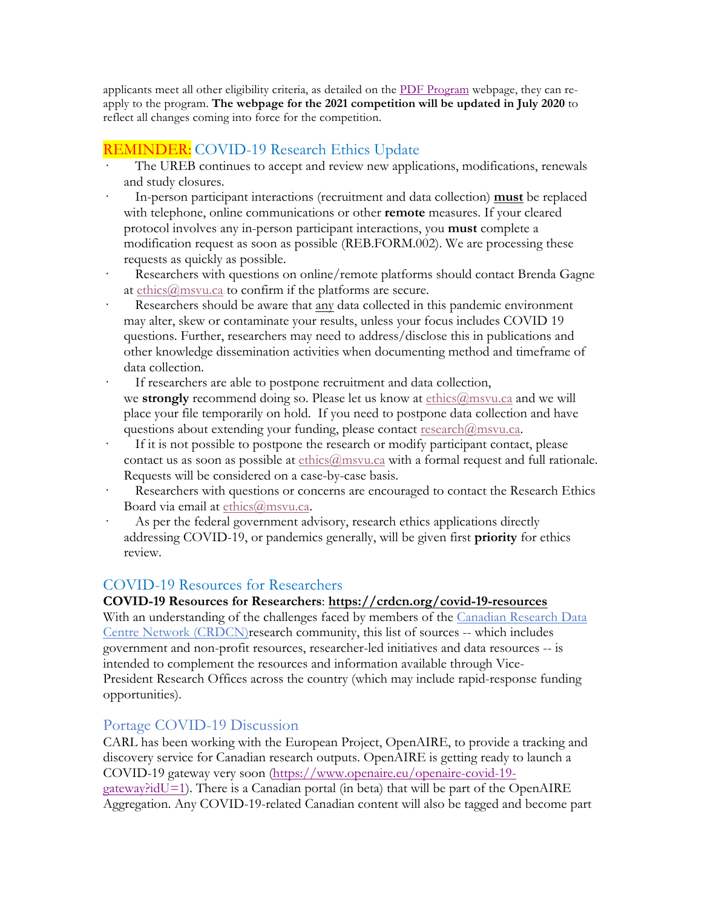applicants meet all other eligibility criteria, as detailed on the PDF Program webpage, they can re-apply to the program. **The webpage for the 2021 competition will be updated in July 2020** to reflect all changes coming into force for the competition.

## REMINDER: COVID-19 Research Ethics Update

- The UREB continues to accept and review new applications, modifications, renewals and study closures.
- In-person participant interactions (recruitment and data collection) **must** be replaced with telephone, online communications or other **remote** measures. If your cleared protocol involves any in-person participant interactions, you **must** complete a modification request as soon as possible (REB.FORM.002). We are processing these requests as quickly as possible.
- Researchers with questions on online/remote platforms should contact Brenda Gagne at ethics@msvu.ca to confirm if the platforms are secure.
- Researchers should be aware that any data collected in this pandemic environment may alter, skew or contaminate your results, unless your focus includes COVID 19 questions. Further, researchers may need to address/disclose this in publications and other knowledge dissemination activities when documenting method and timeframe of data collection.
- If researchers are able to postpone recruitment and data collection, we **strongly** recommend doing so. Please let us know at ethics@msvu.ca and we will place your file temporarily on hold. If you need to postpone data collection and have questions about extending your funding, please contact research@msvu.ca.
- If it is not possible to postpone the research or modify participant contact, please contact us as soon as possible at ethics@msvu.ca with a formal request and full rationale. Requests will be considered on a case-by-case basis.
- Researchers with questions or concerns are encouraged to contact the Research Ethics Board via email at ethics@msvu.ca.
- As per the federal government advisory, research ethics applications directly addressing COVID-19, or pandemics generally, will be given first **priority** for ethics review.

## COVID-19 Resources for Researchers

**COVID-19 Resources for Researchers**: **https://crdcn.org/covid-19-resources**
With an understanding of the challenges faced by members of the Canadian Research Data Centre Network (CRDCN)research community, this list of sources -- which includes government and non-profit resources, researcher-led initiatives and data resources -- is intended to complement the resources and information available through Vice-President Research Offices across the country (which may include rapid-response funding opportunities).

## Portage COVID-19 Discussion

CARL has been working with the European Project, OpenAIRE, to provide a tracking and discovery service for Canadian research outputs. OpenAIRE is getting ready to launch a COVID-19 gateway very soon (https://www.openaire.eu/openaire-covid-19-gateway?idU=1). There is a Canadian portal (in beta) that will be part of the OpenAIRE Aggregation. Any COVID-19-related Canadian content will also be tagged and become part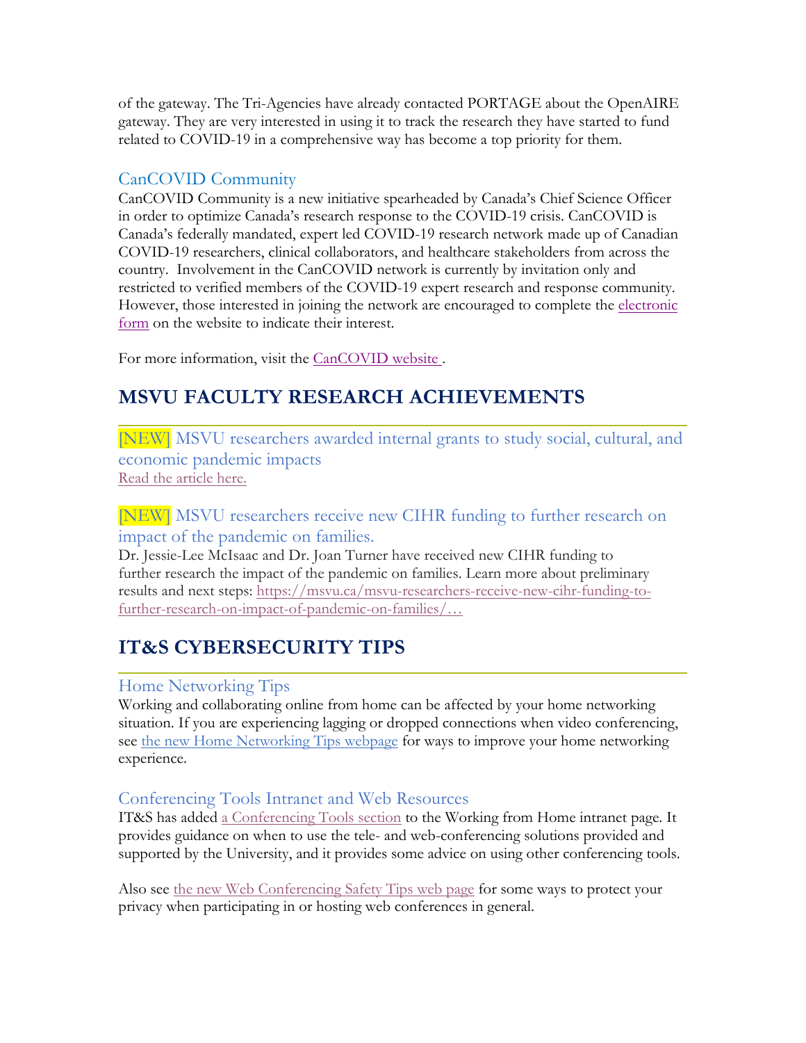of the gateway. The Tri-Agencies have already contacted PORTAGE about the OpenAIRE gateway. They are very interested in using it to track the research they have started to fund related to COVID-19 in a comprehensive way has become a top priority for them.

### CanCOVID Community

CanCOVID Community is a new initiative spearheaded by Canada's Chief Science Officer in order to optimize Canada's research response to the COVID-19 crisis. CanCOVID is Canada's federally mandated, expert led COVID-19 research network made up of Canadian COVID-19 researchers, clinical collaborators, and healthcare stakeholders from across the country. Involvement in the CanCOVID network is currently by invitation only and restricted to verified members of the COVID-19 expert research and response community. However, those interested in joining the network are encouraged to complete the electronic form on the website to indicate their interest.

For more information, visit the CanCOVID website .

## MSVU FACULTY RESEARCH ACHIEVEMENTS

### [NEW] MSVU researchers awarded internal grants to study social, cultural, and economic pandemic impacts

Read the article here.

### [NEW] MSVU researchers receive new CIHR funding to further research on impact of the pandemic on families.

Dr. Jessie-Lee McIsaac and Dr. Joan Turner have received new CIHR funding to further research the impact of the pandemic on families. Learn more about preliminary results and next steps: https://msvu.ca/msvu-researchers-receive-new-cihr-funding-to-further-research-on-impact-of-pandemic-on-families/…

## IT&S CYBERSECURITY TIPS

### Home Networking Tips

Working and collaborating online from home can be affected by your home networking situation. If you are experiencing lagging or dropped connections when video conferencing, see the new Home Networking Tips webpage for ways to improve your home networking experience.

### Conferencing Tools Intranet and Web Resources

IT&S has added a Conferencing Tools section to the Working from Home intranet page. It provides guidance on when to use the tele- and web-conferencing solutions provided and supported by the University, and it provides some advice on using other conferencing tools.

Also see the new Web Conferencing Safety Tips web page for some ways to protect your privacy when participating in or hosting web conferences in general.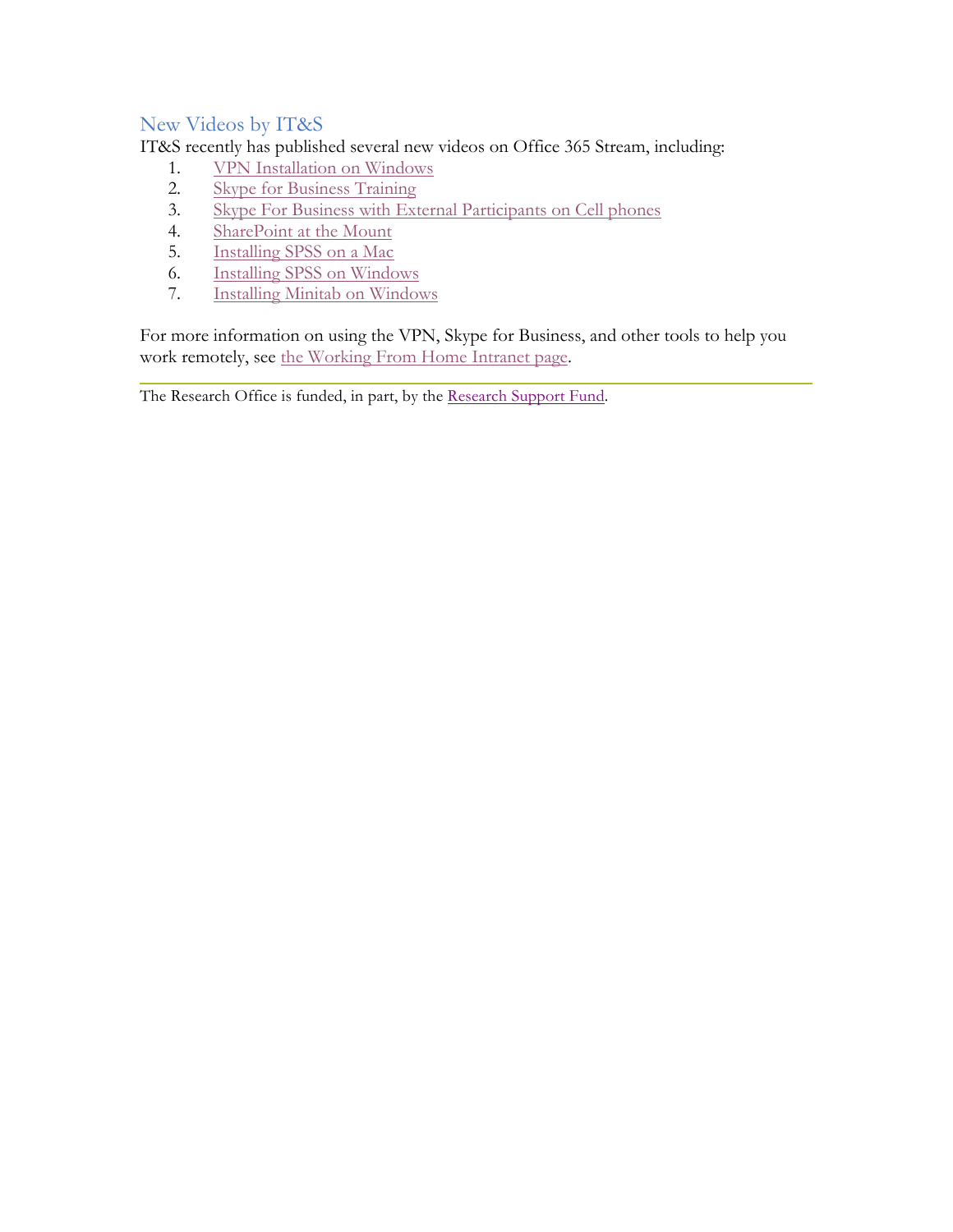## New Videos by IT&S

IT&S recently has published several new videos on Office 365 Stream, including:

1. VPN Installation on Windows
2. Skype for Business Training
3. Skype For Business with External Participants on Cell phones
4. SharePoint at the Mount
5. Installing SPSS on a Mac
6. Installing SPSS on Windows
7. Installing Minitab on Windows

For more information on using the VPN, Skype for Business, and other tools to help you work remotely, see the Working From Home Intranet page.

---

The Research Office is funded, in part, by the Research Support Fund.